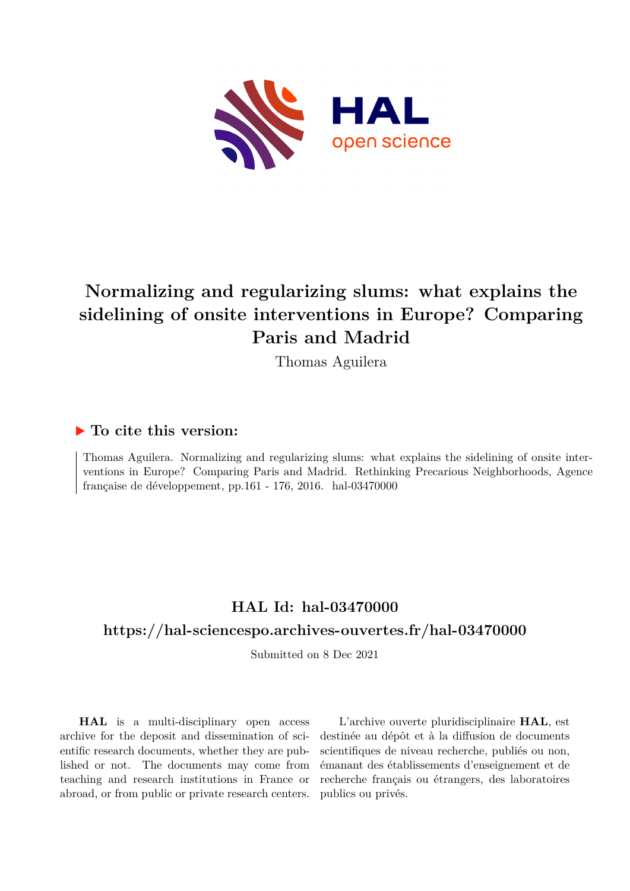# Normalizing and regularizing slums: what explains the sidelining of onsite interventions in Europe? Comparing Paris and Madrid

Thomas Aguilera

## ▶ To cite this version:

Thomas Aguilera. Normalizing and regularizing slums: what explains the sidelining of onsite interventions in Europe? Comparing Paris and Madrid. Rethinking Precarious Neighborhoods, Agence française de développement, pp.161 - 176, 2016. hal-03470000

## HAL Id: hal-03470000

## https://hal-sciencespo.archives-ouvertes.fr/hal-03470000

Submitted on 8 Dec 2021

**HAL** is a multi-disciplinary open access archive for the deposit and dissemination of scientific research documents, whether they are published or not. The documents may come from teaching and research institutions in France or abroad, or from public or private research centers.

L'archive ouverte pluridisciplinaire **HAL**, est destinée au dépôt et à la diffusion de documents scientifiques de niveau recherche, publiés ou non, émanant des établissements d'enseignement et de recherche français ou étrangers, des laboratoires publics ou privés.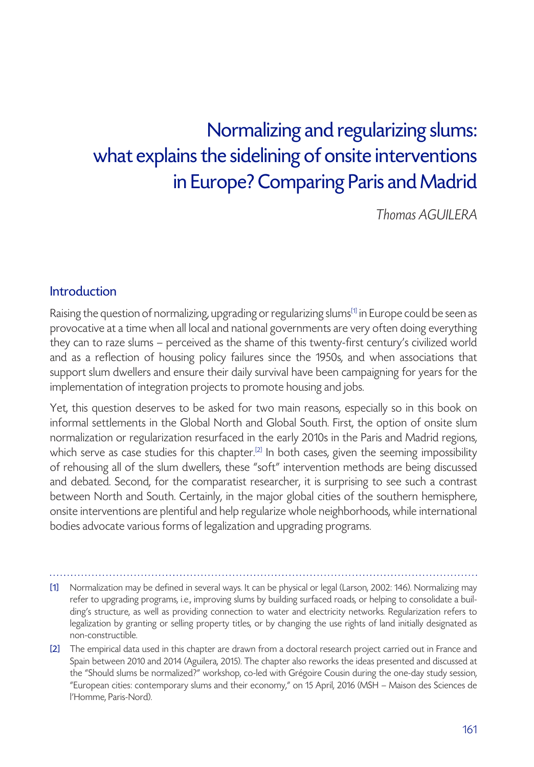# Normalizing and regularizing slums: what explains the sidelining of onsite interventions in Europe? Comparing Paris and Madrid

*Thomas AGUILERA*

## Introduction

Raising the question of normalizing, upgrading or regularizing slums[1] in Europe could be seen as provocative at a time when all local and national governments are very often doing everything they can to raze slums – perceived as the shame of this twenty-first century's civilized world and as a reflection of housing policy failures since the 1950s, and when associations that support slum dwellers and ensure their daily survival have been campaigning for years for the implementation of integration projects to promote housing and jobs.

Yet, this question deserves to be asked for two main reasons, especially so in this book on informal settlements in the Global North and Global South. First, the option of onsite slum normalization or regularization resurfaced in the early 2010s in the Paris and Madrid regions, which serve as case studies for this chapter.[2] In both cases, given the seeming impossibility of rehousing all of the slum dwellers, these "soft" intervention methods are being discussed and debated. Second, for the comparatist researcher, it is surprising to see such a contrast between North and South. Certainly, in the major global cities of the southern hemisphere, onsite interventions are plentiful and help regularize whole neighborhoods, while international bodies advocate various forms of legalization and upgrading programs.

---

[1] Normalization may be defined in several ways. It can be physical or legal (Larson, 2002: 146). Normalizing may refer to upgrading programs, i.e., improving slums by building surfaced roads, or helping to consolidate a building's structure, as well as providing connection to water and electricity networks. Regularization refers to legalization by granting or selling property titles, or by changing the use rights of land initially designated as non-constructible.

[2] The empirical data used in this chapter are drawn from a doctoral research project carried out in France and Spain between 2010 and 2014 (Aguilera, 2015). The chapter also reworks the ideas presented and discussed at the "Should slums be normalized?" workshop, co-led with Grégoire Cousin during the one-day study session, "European cities: contemporary slums and their economy," on 15 April, 2016 (MSH – Maison des Sciences de l'Homme, Paris-Nord).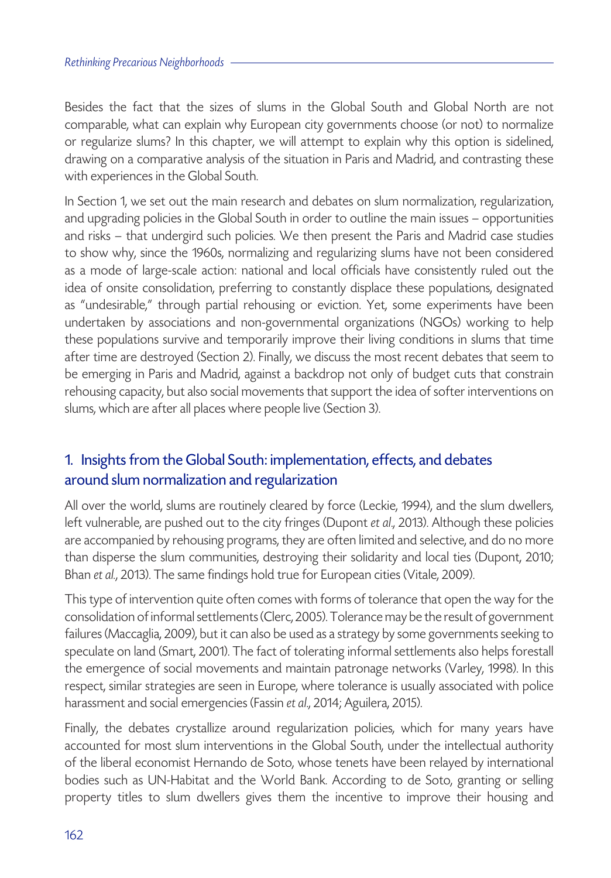Besides the fact that the sizes of slums in the Global South and Global North are not comparable, what can explain why European city governments choose (or not) to normalize or regularize slums? In this chapter, we will attempt to explain why this option is sidelined, drawing on a comparative analysis of the situation in Paris and Madrid, and contrasting these with experiences in the Global South.

In Section 1, we set out the main research and debates on slum normalization, regularization, and upgrading policies in the Global South in order to outline the main issues – opportunities and risks – that undergird such policies. We then present the Paris and Madrid case studies to show why, since the 1960s, normalizing and regularizing slums have not been considered as a mode of large-scale action: national and local officials have consistently ruled out the idea of onsite consolidation, preferring to constantly displace these populations, designated as "undesirable," through partial rehousing or eviction. Yet, some experiments have been undertaken by associations and non-governmental organizations (NGOs) working to help these populations survive and temporarily improve their living conditions in slums that time after time are destroyed (Section 2). Finally, we discuss the most recent debates that seem to be emerging in Paris and Madrid, against a backdrop not only of budget cuts that constrain rehousing capacity, but also social movements that support the idea of softer interventions on slums, which are after all places where people live (Section 3).

## 1. Insights from the Global South: implementation, effects, and debates around slum normalization and regularization

All over the world, slums are routinely cleared by force (Leckie, 1994), and the slum dwellers, left vulnerable, are pushed out to the city fringes (Dupont *et al.*, 2013). Although these policies are accompanied by rehousing programs, they are often limited and selective, and do no more than disperse the slum communities, destroying their solidarity and local ties (Dupont, 2010; Bhan *et al.*, 2013). The same findings hold true for European cities (Vitale, 2009).

This type of intervention quite often comes with forms of tolerance that open the way for the consolidation of informal settlements (Clerc, 2005). Tolerance may be the result of government failures (Maccaglia, 2009), but it can also be used as a strategy by some governments seeking to speculate on land (Smart, 2001). The fact of tolerating informal settlements also helps forestall the emergence of social movements and maintain patronage networks (Varley, 1998). In this respect, similar strategies are seen in Europe, where tolerance is usually associated with police harassment and social emergencies (Fassin *et al.*, 2014; Aguilera, 2015).

Finally, the debates crystallize around regularization policies, which for many years have accounted for most slum interventions in the Global South, under the intellectual authority of the liberal economist Hernando de Soto, whose tenets have been relayed by international bodies such as UN-Habitat and the World Bank. According to de Soto, granting or selling property titles to slum dwellers gives them the incentive to improve their housing and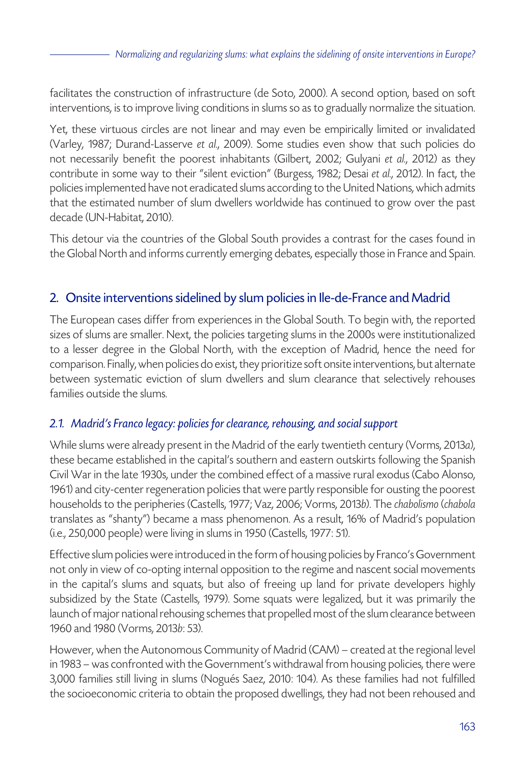facilitates the construction of infrastructure (de Soto, 2000). A second option, based on soft interventions, is to improve living conditions in slums so as to gradually normalize the situation.

Yet, these virtuous circles are not linear and may even be empirically limited or invalidated (Varley, 1987; Durand-Lasserve *et al.*, 2009). Some studies even show that such policies do not necessarily benefit the poorest inhabitants (Gilbert, 2002; Gulyani *et al.*, 2012) as they contribute in some way to their "silent eviction" (Burgess, 1982; Desai *et al.*, 2012). In fact, the policies implemented have not eradicated slums according to the United Nations, which admits that the estimated number of slum dwellers worldwide has continued to grow over the past decade (UN-Habitat, 2010).

This detour via the countries of the Global South provides a contrast for the cases found in the Global North and informs currently emerging debates, especially those in France and Spain.

## 2. Onsite interventions sidelined by slum policies in Ile-de-France and Madrid

The European cases differ from experiences in the Global South. To begin with, the reported sizes of slums are smaller. Next, the policies targeting slums in the 2000s were institutionalized to a lesser degree in the Global North, with the exception of Madrid, hence the need for comparison. Finally, when policies do exist, they prioritize soft onsite interventions, but alternate between systematic eviction of slum dwellers and slum clearance that selectively rehouses families outside the slums.

### *2.1. Madrid's Franco legacy: policies for clearance, rehousing, and social support*

While slums were already present in the Madrid of the early twentieth century (Vorms, 2013*a*), these became established in the capital's southern and eastern outskirts following the Spanish Civil War in the late 1930s, under the combined effect of a massive rural exodus (Cabo Alonso, 1961) and city-center regeneration policies that were partly responsible for ousting the poorest households to the peripheries (Castells, 1977; Vaz, 2006; Vorms, 2013*b*). The *chabolismo* (*chabola* translates as "shanty") became a mass phenomenon. As a result, 16% of Madrid's population (i.e., 250,000 people) were living in slums in 1950 (Castells, 1977: 51).

Effective slum policies were introduced in the form of housing policies by Franco's Government not only in view of co-opting internal opposition to the regime and nascent social movements in the capital's slums and squats, but also of freeing up land for private developers highly subsidized by the State (Castells, 1979). Some squats were legalized, but it was primarily the launch of major national rehousing schemes that propelled most of the slum clearance between 1960 and 1980 (Vorms, 2013*b*: 53).

However, when the Autonomous Community of Madrid (CAM) – created at the regional level in 1983 – was confronted with the Government's withdrawal from housing policies, there were 3,000 families still living in slums (Nogués Saez, 2010: 104). As these families had not fulfilled the socioeconomic criteria to obtain the proposed dwellings, they had not been rehoused and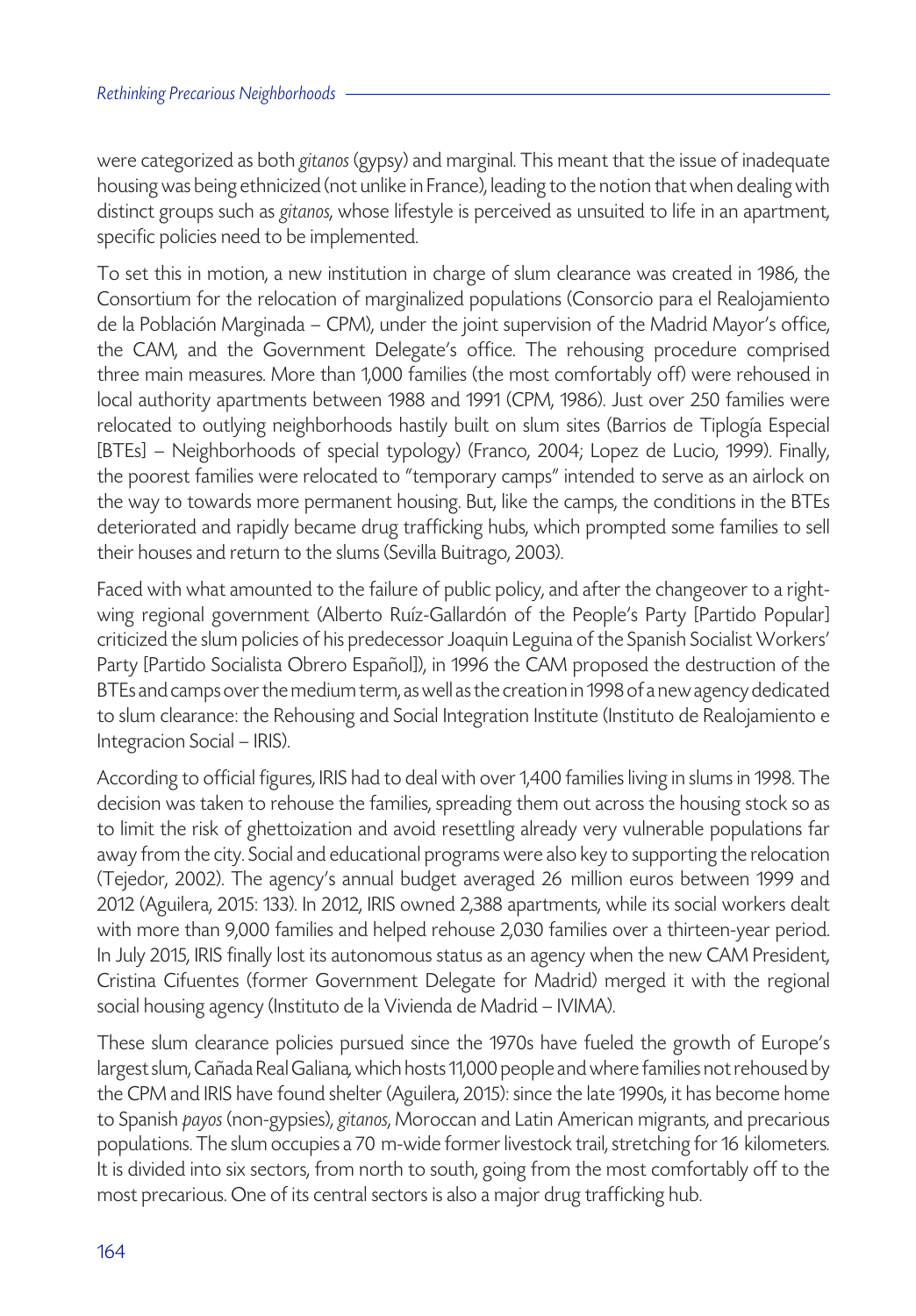were categorized as both *gitanos* (gypsy) and marginal. This meant that the issue of inadequate housing was being ethnicized (not unlike in France), leading to the notion that when dealing with distinct groups such as *gitanos*, whose lifestyle is perceived as unsuited to life in an apartment, specific policies need to be implemented.

To set this in motion, a new institution in charge of slum clearance was created in 1986, the Consortium for the relocation of marginalized populations (Consorcio para el Realojamiento de la Población Marginada – CPM), under the joint supervision of the Madrid Mayor's office, the CAM, and the Government Delegate's office. The rehousing procedure comprised three main measures. More than 1,000 families (the most comfortably off) were rehoused in local authority apartments between 1988 and 1991 (CPM, 1986). Just over 250 families were relocated to outlying neighborhoods hastily built on slum sites (Barrios de Tiplogía Especial [BTEs] – Neighborhoods of special typology) (Franco, 2004; Lopez de Lucio, 1999). Finally, the poorest families were relocated to "temporary camps" intended to serve as an airlock on the way to towards more permanent housing. But, like the camps, the conditions in the BTEs deteriorated and rapidly became drug trafficking hubs, which prompted some families to sell their houses and return to the slums (Sevilla Buitrago, 2003).

Faced with what amounted to the failure of public policy, and after the changeover to a right-wing regional government (Alberto Ruíz-Gallardón of the People's Party [Partido Popular] criticized the slum policies of his predecessor Joaquin Leguina of the Spanish Socialist Workers' Party [Partido Socialista Obrero Español]), in 1996 the CAM proposed the destruction of the BTEs and camps over the medium term, as well as the creation in 1998 of a new agency dedicated to slum clearance: the Rehousing and Social Integration Institute (Instituto de Realojamiento e Integracion Social – IRIS).

According to official figures, IRIS had to deal with over 1,400 families living in slums in 1998. The decision was taken to rehouse the families, spreading them out across the housing stock so as to limit the risk of ghettoization and avoid resettling already very vulnerable populations far away from the city. Social and educational programs were also key to supporting the relocation (Tejedor, 2002). The agency's annual budget averaged 26 million euros between 1999 and 2012 (Aguilera, 2015: 133). In 2012, IRIS owned 2,388 apartments, while its social workers dealt with more than 9,000 families and helped rehouse 2,030 families over a thirteen-year period. In July 2015, IRIS finally lost its autonomous status as an agency when the new CAM President, Cristina Cifuentes (former Government Delegate for Madrid) merged it with the regional social housing agency (Instituto de la Vivienda de Madrid – IVIMA).

These slum clearance policies pursued since the 1970s have fueled the growth of Europe's largest slum, Cañada Real Galiana, which hosts 11,000 people and where families not rehoused by the CPM and IRIS have found shelter (Aguilera, 2015): since the late 1990s, it has become home to Spanish *payos* (non-gypsies), *gitanos*, Moroccan and Latin American migrants, and precarious populations. The slum occupies a 70 m-wide former livestock trail, stretching for 16 kilometers. It is divided into six sectors, from north to south, going from the most comfortably off to the most precarious. One of its central sectors is also a major drug trafficking hub.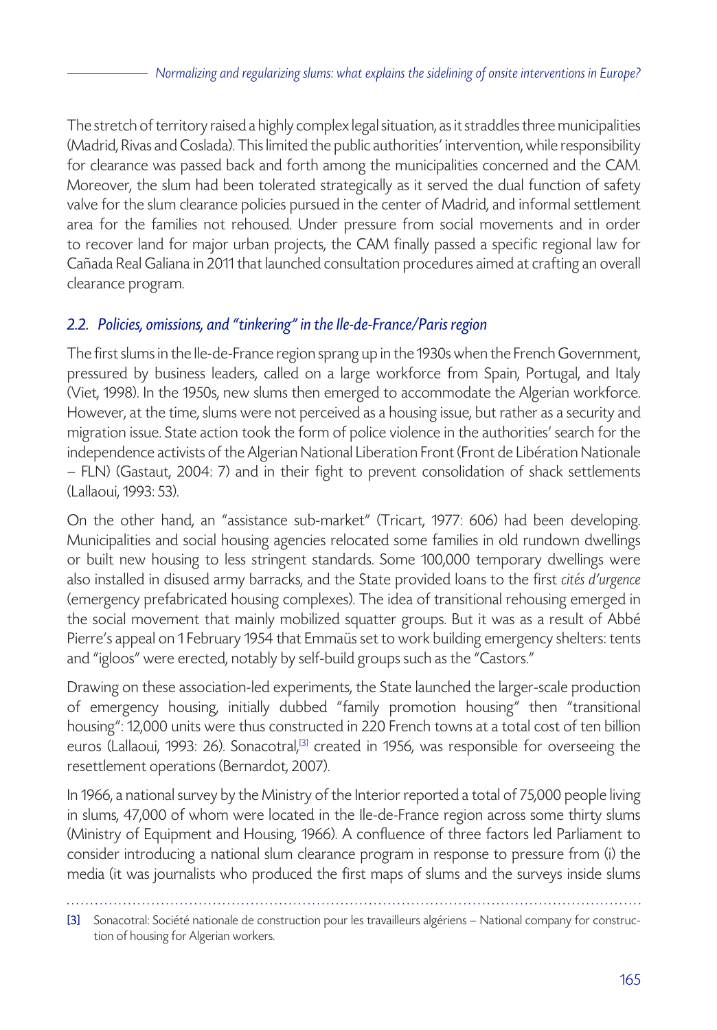The stretch of territory raised a highly complex legal situation, as it straddles three municipalities (Madrid, Rivas and Coslada). This limited the public authorities' intervention, while responsibility for clearance was passed back and forth among the municipalities concerned and the CAM. Moreover, the slum had been tolerated strategically as it served the dual function of safety valve for the slum clearance policies pursued in the center of Madrid, and informal settlement area for the families not rehoused. Under pressure from social movements and in order to recover land for major urban projects, the CAM finally passed a specific regional law for Cañada Real Galiana in 2011 that launched consultation procedures aimed at crafting an overall clearance program.

### *2.2. Policies, omissions, and "tinkering" in the Ile-de-France/Paris region*

The first slums in the Ile-de-France region sprang up in the 1930s when the French Government, pressured by business leaders, called on a large workforce from Spain, Portugal, and Italy (Viet, 1998). In the 1950s, new slums then emerged to accommodate the Algerian workforce. However, at the time, slums were not perceived as a housing issue, but rather as a security and migration issue. State action took the form of police violence in the authorities' search for the independence activists of the Algerian National Liberation Front (Front de Libération Nationale – FLN) (Gastaut, 2004: 7) and in their fight to prevent consolidation of shack settlements (Lallaoui, 1993: 53).

On the other hand, an "assistance sub-market" (Tricart, 1977: 606) had been developing. Municipalities and social housing agencies relocated some families in old rundown dwellings or built new housing to less stringent standards. Some 100,000 temporary dwellings were also installed in disused army barracks, and the State provided loans to the first *cités d'urgence* (emergency prefabricated housing complexes). The idea of transitional rehousing emerged in the social movement that mainly mobilized squatter groups. But it was as a result of Abbé Pierre's appeal on 1 February 1954 that Emmaüs set to work building emergency shelters: tents and "igloos" were erected, notably by self-build groups such as the "Castors."

Drawing on these association-led experiments, the State launched the larger-scale production of emergency housing, initially dubbed "family promotion housing" then "transitional housing": 12,000 units were thus constructed in 220 French towns at a total cost of ten billion euros (Lallaoui, 1993: 26). Sonacotral,[3] created in 1956, was responsible for overseeing the resettlement operations (Bernardot, 2007).

In 1966, a national survey by the Ministry of the Interior reported a total of 75,000 people living in slums, 47,000 of whom were located in the Ile-de-France region across some thirty slums (Ministry of Equipment and Housing, 1966). A confluence of three factors led Parliament to consider introducing a national slum clearance program in response to pressure from (i) the media (it was journalists who produced the first maps of slums and the surveys inside slums

[3] Sonacotral: Société nationale de construction pour les travailleurs algériens – National company for construction of housing for Algerian workers.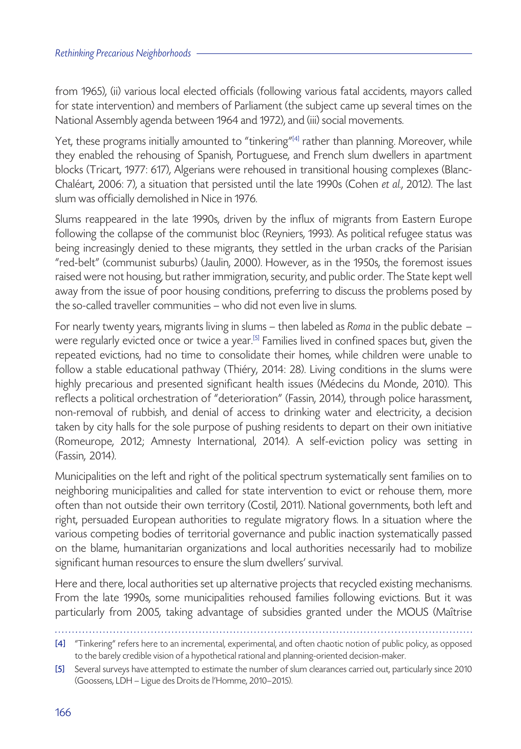from 1965), (ii) various local elected officials (following various fatal accidents, mayors called for state intervention) and members of Parliament (the subject came up several times on the National Assembly agenda between 1964 and 1972), and (iii) social movements.

Yet, these programs initially amounted to "tinkering"[4] rather than planning. Moreover, while they enabled the rehousing of Spanish, Portuguese, and French slum dwellers in apartment blocks (Tricart, 1977: 617), Algerians were rehoused in transitional housing complexes (Blanc-Chaléart, 2006: 7), a situation that persisted until the late 1990s (Cohen *et al.*, 2012). The last slum was officially demolished in Nice in 1976.

Slums reappeared in the late 1990s, driven by the influx of migrants from Eastern Europe following the collapse of the communist bloc (Reyniers, 1993). As political refugee status was being increasingly denied to these migrants, they settled in the urban cracks of the Parisian "red-belt" (communist suburbs) (Jaulin, 2000). However, as in the 1950s, the foremost issues raised were not housing, but rather immigration, security, and public order. The State kept well away from the issue of poor housing conditions, preferring to discuss the problems posed by the so-called traveller communities – who did not even live in slums.

For nearly twenty years, migrants living in slums – then labeled as *Roma* in the public debate – were regularly evicted once or twice a year.[5] Families lived in confined spaces but, given the repeated evictions, had no time to consolidate their homes, while children were unable to follow a stable educational pathway (Thiéry, 2014: 28). Living conditions in the slums were highly precarious and presented significant health issues (Médecins du Monde, 2010). This reflects a political orchestration of "deterioration" (Fassin, 2014), through police harassment, non-removal of rubbish, and denial of access to drinking water and electricity, a decision taken by city halls for the sole purpose of pushing residents to depart on their own initiative (Romeurope, 2012; Amnesty International, 2014). A self-eviction policy was setting in (Fassin, 2014).

Municipalities on the left and right of the political spectrum systematically sent families on to neighboring municipalities and called for state intervention to evict or rehouse them, more often than not outside their own territory (Costil, 2011). National governments, both left and right, persuaded European authorities to regulate migratory flows. In a situation where the various competing bodies of territorial governance and public inaction systematically passed on the blame, humanitarian organizations and local authorities necessarily had to mobilize significant human resources to ensure the slum dwellers' survival.

Here and there, local authorities set up alternative projects that recycled existing mechanisms. From the late 1990s, some municipalities rehoused families following evictions. But it was particularly from 2005, taking advantage of subsidies granted under the MOUS (Maîtrise

---

[4] "Tinkering" refers here to an incremental, experimental, and often chaotic notion of public policy, as opposed to the barely credible vision of a hypothetical rational and planning-oriented decision-maker.

[5] Several surveys have attempted to estimate the number of slum clearances carried out, particularly since 2010 (Goossens, LDH – Ligue des Droits de l'Homme, 2010–2015).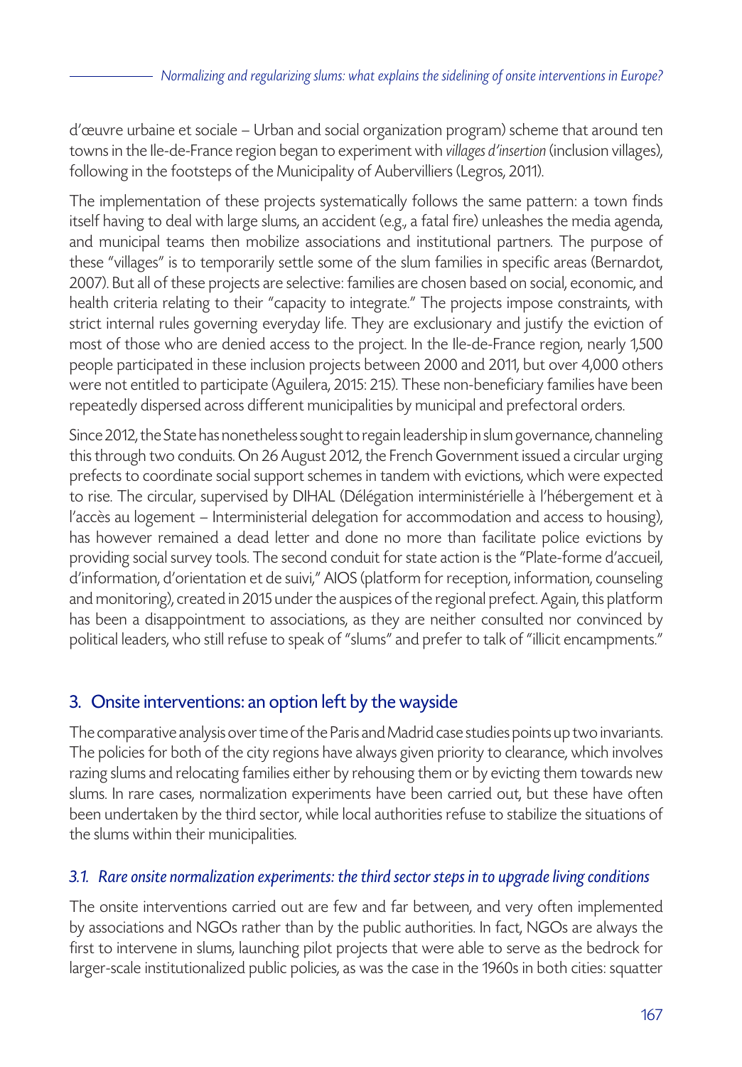d'œuvre urbaine et sociale – Urban and social organization program) scheme that around ten towns in the Ile-de-France region began to experiment with *villages d'insertion* (inclusion villages), following in the footsteps of the Municipality of Aubervilliers (Legros, 2011).

The implementation of these projects systematically follows the same pattern: a town finds itself having to deal with large slums, an accident (e.g., a fatal fire) unleashes the media agenda, and municipal teams then mobilize associations and institutional partners. The purpose of these "villages" is to temporarily settle some of the slum families in specific areas (Bernardot, 2007). But all of these projects are selective: families are chosen based on social, economic, and health criteria relating to their "capacity to integrate." The projects impose constraints, with strict internal rules governing everyday life. They are exclusionary and justify the eviction of most of those who are denied access to the project. In the Ile-de-France region, nearly 1,500 people participated in these inclusion projects between 2000 and 2011, but over 4,000 others were not entitled to participate (Aguilera, 2015: 215). These non-beneficiary families have been repeatedly dispersed across different municipalities by municipal and prefectoral orders.

Since 2012, the State has nonetheless sought to regain leadership in slum governance, channeling this through two conduits. On 26 August 2012, the French Government issued a circular urging prefects to coordinate social support schemes in tandem with evictions, which were expected to rise. The circular, supervised by DIHAL (Délégation interministérielle à l'hébergement et à l'accès au logement – Interministerial delegation for accommodation and access to housing), has however remained a dead letter and done no more than facilitate police evictions by providing social survey tools. The second conduit for state action is the "Plate-forme d'accueil, d'information, d'orientation et de suivi," AIOS (platform for reception, information, counseling and monitoring), created in 2015 under the auspices of the regional prefect. Again, this platform has been a disappointment to associations, as they are neither consulted nor convinced by political leaders, who still refuse to speak of "slums" and prefer to talk of "illicit encampments."

## 3. Onsite interventions: an option left by the wayside

The comparative analysis over time of the Paris and Madrid case studies points up two invariants. The policies for both of the city regions have always given priority to clearance, which involves razing slums and relocating families either by rehousing them or by evicting them towards new slums. In rare cases, normalization experiments have been carried out, but these have often been undertaken by the third sector, while local authorities refuse to stabilize the situations of the slums within their municipalities.

### *3.1. Rare onsite normalization experiments: the third sector steps in to upgrade living conditions*

The onsite interventions carried out are few and far between, and very often implemented by associations and NGOs rather than by the public authorities. In fact, NGOs are always the first to intervene in slums, launching pilot projects that were able to serve as the bedrock for larger-scale institutionalized public policies, as was the case in the 1960s in both cities: squatter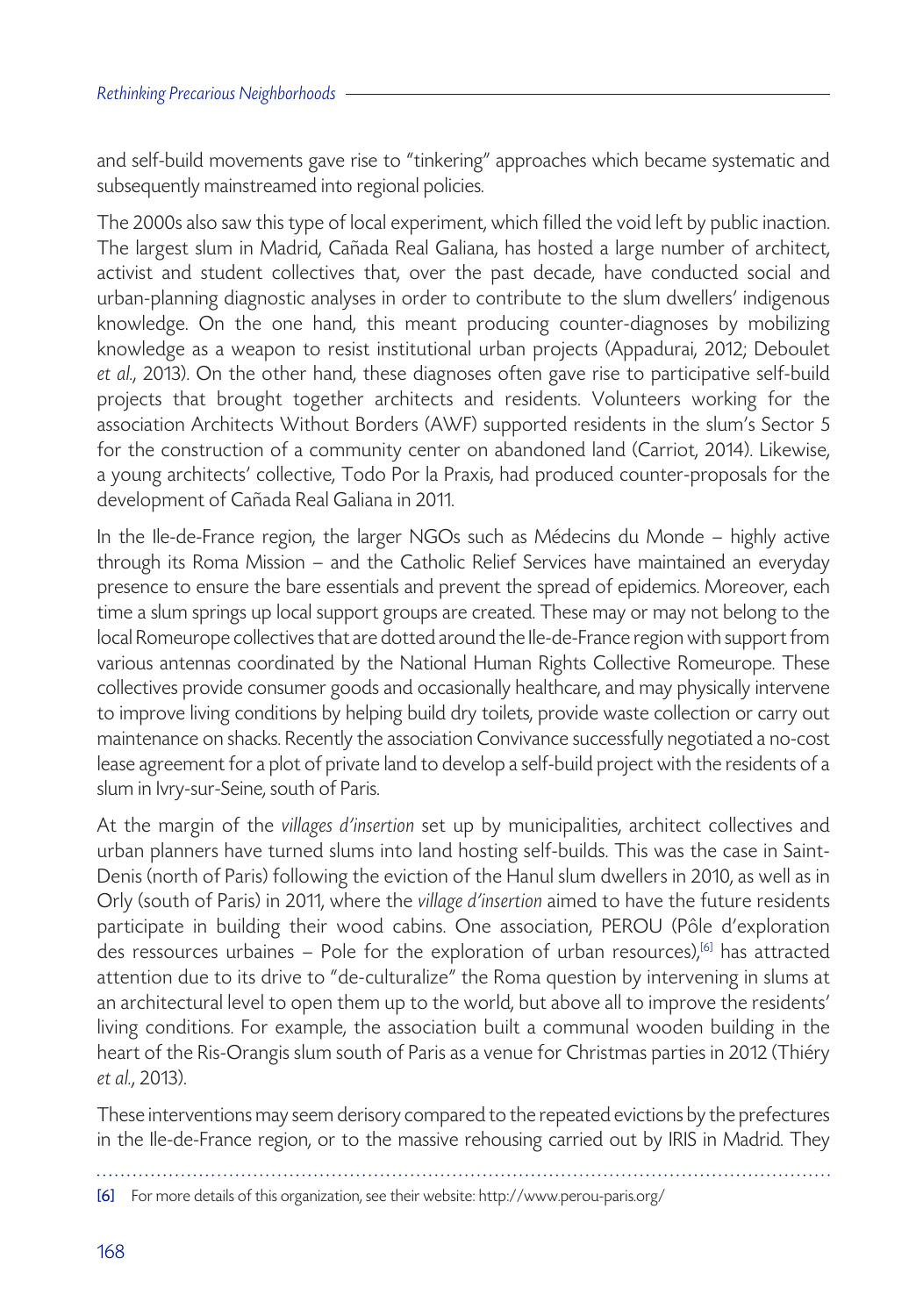and self-build movements gave rise to "tinkering" approaches which became systematic and subsequently mainstreamed into regional policies.

The 2000s also saw this type of local experiment, which filled the void left by public inaction. The largest slum in Madrid, Cañada Real Galiana, has hosted a large number of architect, activist and student collectives that, over the past decade, have conducted social and urban-planning diagnostic analyses in order to contribute to the slum dwellers' indigenous knowledge. On the one hand, this meant producing counter-diagnoses by mobilizing knowledge as a weapon to resist institutional urban projects (Appadurai, 2012; Deboulet *et al.*, 2013). On the other hand, these diagnoses often gave rise to participative self-build projects that brought together architects and residents. Volunteers working for the association Architects Without Borders (AWF) supported residents in the slum's Sector 5 for the construction of a community center on abandoned land (Carriot, 2014). Likewise, a young architects' collective, Todo Por la Praxis, had produced counter-proposals for the development of Cañada Real Galiana in 2011.

In the Ile-de-France region, the larger NGOs such as Médecins du Monde – highly active through its Roma Mission – and the Catholic Relief Services have maintained an everyday presence to ensure the bare essentials and prevent the spread of epidemics. Moreover, each time a slum springs up local support groups are created. These may or may not belong to the local Romeurope collectives that are dotted around the Ile-de-France region with support from various antennas coordinated by the National Human Rights Collective Romeurope. These collectives provide consumer goods and occasionally healthcare, and may physically intervene to improve living conditions by helping build dry toilets, provide waste collection or carry out maintenance on shacks. Recently the association Convivance successfully negotiated a no-cost lease agreement for a plot of private land to develop a self-build project with the residents of a slum in Ivry-sur-Seine, south of Paris.

At the margin of the *villages d'insertion* set up by municipalities, architect collectives and urban planners have turned slums into land hosting self-builds. This was the case in Saint-Denis (north of Paris) following the eviction of the Hanul slum dwellers in 2010, as well as in Orly (south of Paris) in 2011, where the *village d'insertion* aimed to have the future residents participate in building their wood cabins. One association, PEROU (Pôle d'exploration des ressources urbaines – Pole for the exploration of urban resources),[6] has attracted attention due to its drive to "de-culturalize" the Roma question by intervening in slums at an architectural level to open them up to the world, but above all to improve the residents' living conditions. For example, the association built a communal wooden building in the heart of the Ris-Orangis slum south of Paris as a venue for Christmas parties in 2012 (Thiéry *et al.*, 2013).

These interventions may seem derisory compared to the repeated evictions by the prefectures in the Ile-de-France region, or to the massive rehousing carried out by IRIS in Madrid. They

---

[6] For more details of this organization, see their website: http://www.perou-paris.org/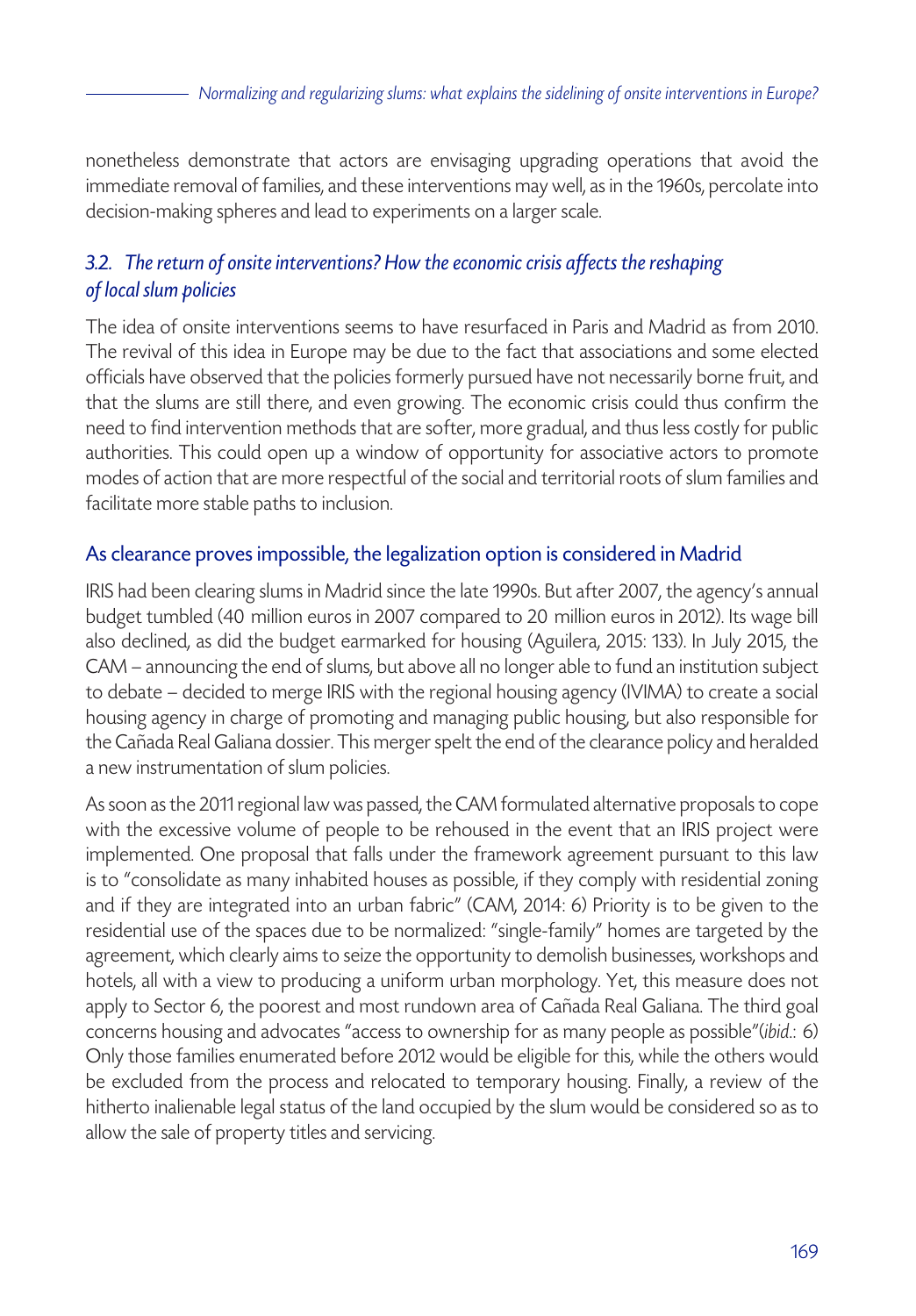nonetheless demonstrate that actors are envisaging upgrading operations that avoid the immediate removal of families, and these interventions may well, as in the 1960s, percolate into decision-making spheres and lead to experiments on a larger scale.

### *3.2. The return of onsite interventions? How the economic crisis affects the reshaping of local slum policies*

The idea of onsite interventions seems to have resurfaced in Paris and Madrid as from 2010. The revival of this idea in Europe may be due to the fact that associations and some elected officials have observed that the policies formerly pursued have not necessarily borne fruit, and that the slums are still there, and even growing. The economic crisis could thus confirm the need to find intervention methods that are softer, more gradual, and thus less costly for public authorities. This could open up a window of opportunity for associative actors to promote modes of action that are more respectful of the social and territorial roots of slum families and facilitate more stable paths to inclusion.

#### As clearance proves impossible, the legalization option is considered in Madrid

IRIS had been clearing slums in Madrid since the late 1990s. But after 2007, the agency's annual budget tumbled (40 million euros in 2007 compared to 20 million euros in 2012). Its wage bill also declined, as did the budget earmarked for housing (Aguilera, 2015: 133). In July 2015, the CAM – announcing the end of slums, but above all no longer able to fund an institution subject to debate – decided to merge IRIS with the regional housing agency (IVIMA) to create a social housing agency in charge of promoting and managing public housing, but also responsible for the Cañada Real Galiana dossier. This merger spelt the end of the clearance policy and heralded a new instrumentation of slum policies.

As soon as the 2011 regional law was passed, the CAM formulated alternative proposals to cope with the excessive volume of people to be rehoused in the event that an IRIS project were implemented. One proposal that falls under the framework agreement pursuant to this law is to "consolidate as many inhabited houses as possible, if they comply with residential zoning and if they are integrated into an urban fabric" (CAM, 2014: 6) Priority is to be given to the residential use of the spaces due to be normalized: "single-family" homes are targeted by the agreement, which clearly aims to seize the opportunity to demolish businesses, workshops and hotels, all with a view to producing a uniform urban morphology. Yet, this measure does not apply to Sector 6, the poorest and most rundown area of Cañada Real Galiana. The third goal concerns housing and advocates "access to ownership for as many people as possible"(*ibid.*: 6) Only those families enumerated before 2012 would be eligible for this, while the others would be excluded from the process and relocated to temporary housing. Finally, a review of the hitherto inalienable legal status of the land occupied by the slum would be considered so as to allow the sale of property titles and servicing.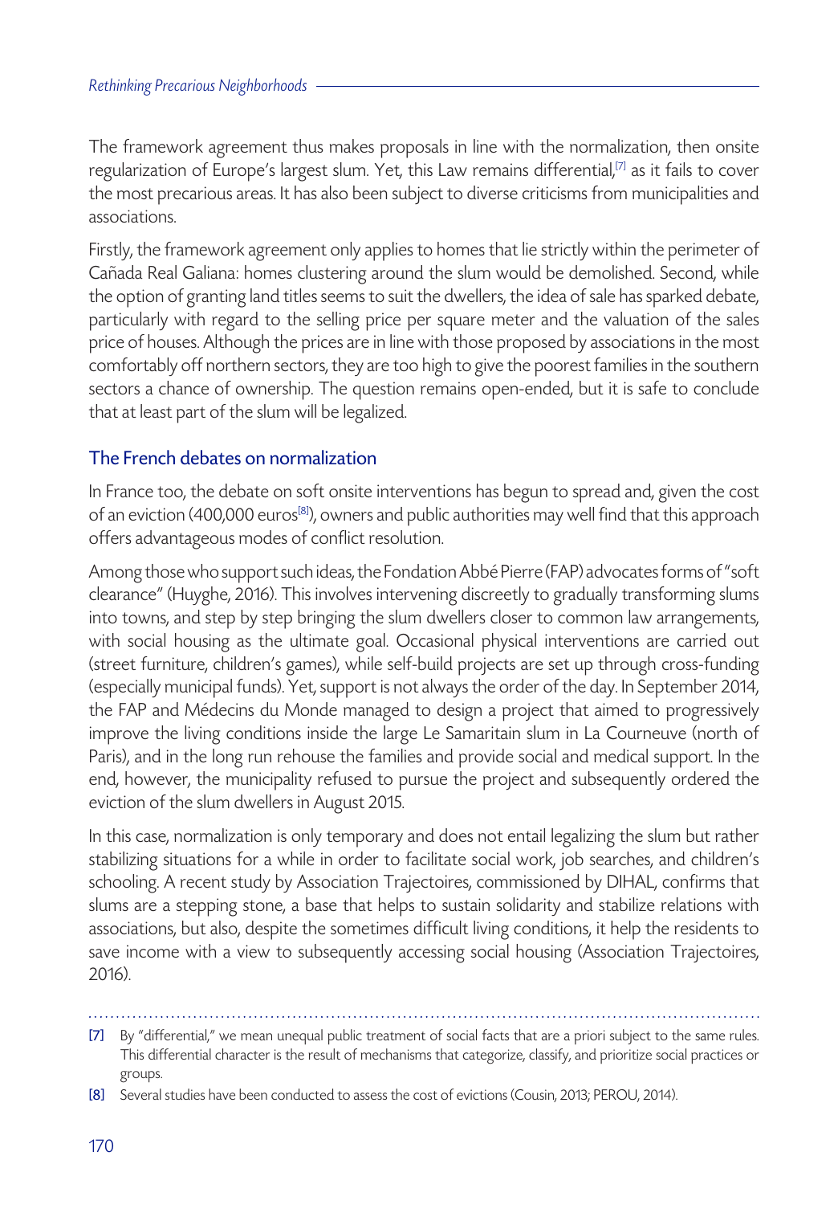The framework agreement thus makes proposals in line with the normalization, then onsite regularization of Europe's largest slum. Yet, this Law remains differential,[7] as it fails to cover the most precarious areas. It has also been subject to diverse criticisms from municipalities and associations.

Firstly, the framework agreement only applies to homes that lie strictly within the perimeter of Cañada Real Galiana: homes clustering around the slum would be demolished. Second, while the option of granting land titles seems to suit the dwellers, the idea of sale has sparked debate, particularly with regard to the selling price per square meter and the valuation of the sales price of houses. Although the prices are in line with those proposed by associations in the most comfortably off northern sectors, they are too high to give the poorest families in the southern sectors a chance of ownership. The question remains open-ended, but it is safe to conclude that at least part of the slum will be legalized.

## The French debates on normalization

In France too, the debate on soft onsite interventions has begun to spread and, given the cost of an eviction (400,000 euros[8]), owners and public authorities may well find that this approach offers advantageous modes of conflict resolution.

Among those who support such ideas, the Fondation Abbé Pierre (FAP) advocates forms of "soft clearance" (Huyghe, 2016). This involves intervening discreetly to gradually transforming slums into towns, and step by step bringing the slum dwellers closer to common law arrangements, with social housing as the ultimate goal. Occasional physical interventions are carried out (street furniture, children's games), while self-build projects are set up through cross-funding (especially municipal funds). Yet, support is not always the order of the day. In September 2014, the FAP and Médecins du Monde managed to design a project that aimed to progressively improve the living conditions inside the large Le Samaritain slum in La Courneuve (north of Paris), and in the long run rehouse the families and provide social and medical support. In the end, however, the municipality refused to pursue the project and subsequently ordered the eviction of the slum dwellers in August 2015.

In this case, normalization is only temporary and does not entail legalizing the slum but rather stabilizing situations for a while in order to facilitate social work, job searches, and children's schooling. A recent study by Association Trajectoires, commissioned by DIHAL, confirms that slums are a stepping stone, a base that helps to sustain solidarity and stabilize relations with associations, but also, despite the sometimes difficult living conditions, it help the residents to save income with a view to subsequently accessing social housing (Association Trajectoires, 2016).

---

[7] By "differential," we mean unequal public treatment of social facts that are a priori subject to the same rules. This differential character is the result of mechanisms that categorize, classify, and prioritize social practices or groups.

[8] Several studies have been conducted to assess the cost of evictions (Cousin, 2013; PEROU, 2014).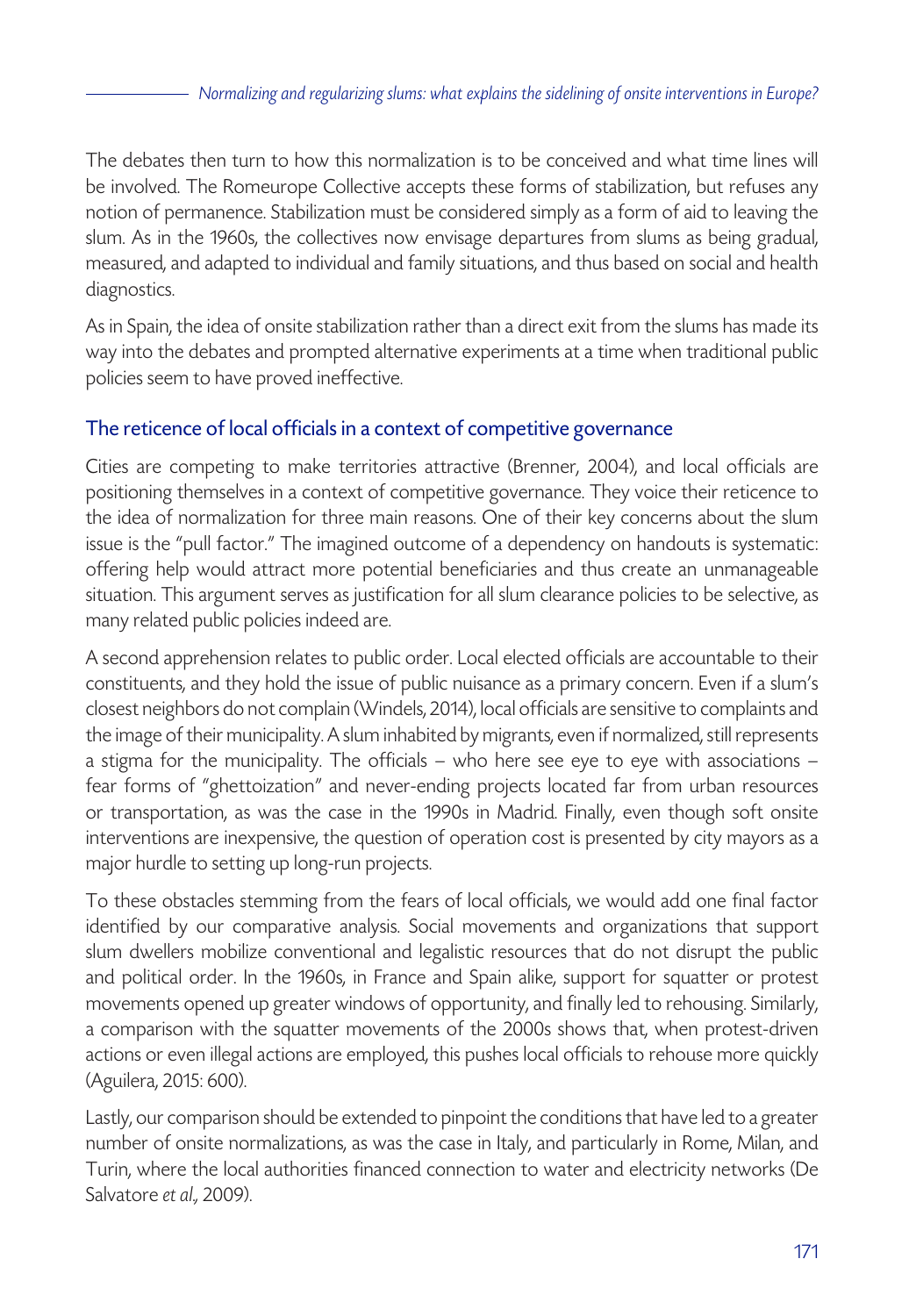The debates then turn to how this normalization is to be conceived and what time lines will be involved. The Romeurope Collective accepts these forms of stabilization, but refuses any notion of permanence. Stabilization must be considered simply as a form of aid to leaving the slum. As in the 1960s, the collectives now envisage departures from slums as being gradual, measured, and adapted to individual and family situations, and thus based on social and health diagnostics.

As in Spain, the idea of onsite stabilization rather than a direct exit from the slums has made its way into the debates and prompted alternative experiments at a time when traditional public policies seem to have proved ineffective.

## The reticence of local officials in a context of competitive governance

Cities are competing to make territories attractive (Brenner, 2004), and local officials are positioning themselves in a context of competitive governance. They voice their reticence to the idea of normalization for three main reasons. One of their key concerns about the slum issue is the "pull factor." The imagined outcome of a dependency on handouts is systematic: offering help would attract more potential beneficiaries and thus create an unmanageable situation. This argument serves as justification for all slum clearance policies to be selective, as many related public policies indeed are.

A second apprehension relates to public order. Local elected officials are accountable to their constituents, and they hold the issue of public nuisance as a primary concern. Even if a slum's closest neighbors do not complain (Windels, 2014), local officials are sensitive to complaints and the image of their municipality. A slum inhabited by migrants, even if normalized, still represents a stigma for the municipality. The officials – who here see eye to eye with associations – fear forms of "ghettoization" and never-ending projects located far from urban resources or transportation, as was the case in the 1990s in Madrid. Finally, even though soft onsite interventions are inexpensive, the question of operation cost is presented by city mayors as a major hurdle to setting up long-run projects.

To these obstacles stemming from the fears of local officials, we would add one final factor identified by our comparative analysis. Social movements and organizations that support slum dwellers mobilize conventional and legalistic resources that do not disrupt the public and political order. In the 1960s, in France and Spain alike, support for squatter or protest movements opened up greater windows of opportunity, and finally led to rehousing. Similarly, a comparison with the squatter movements of the 2000s shows that, when protest-driven actions or even illegal actions are employed, this pushes local officials to rehouse more quickly (Aguilera, 2015: 600).

Lastly, our comparison should be extended to pinpoint the conditions that have led to a greater number of onsite normalizations, as was the case in Italy, and particularly in Rome, Milan, and Turin, where the local authorities financed connection to water and electricity networks (De Salvatore *et al.*, 2009).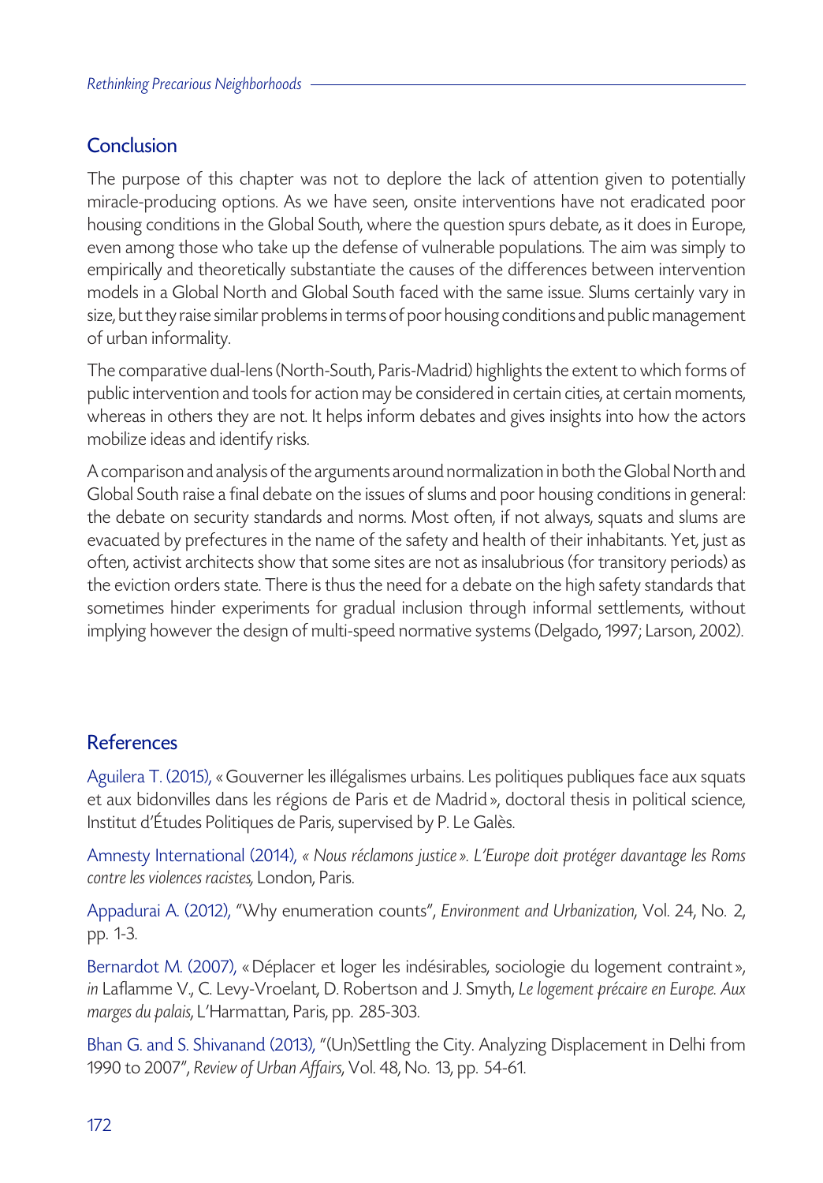## Conclusion

The purpose of this chapter was not to deplore the lack of attention given to potentially miracle-producing options. As we have seen, onsite interventions have not eradicated poor housing conditions in the Global South, where the question spurs debate, as it does in Europe, even among those who take up the defense of vulnerable populations. The aim was simply to empirically and theoretically substantiate the causes of the differences between intervention models in a Global North and Global South faced with the same issue. Slums certainly vary in size, but they raise similar problems in terms of poor housing conditions and public management of urban informality.

The comparative dual-lens (North-South, Paris-Madrid) highlights the extent to which forms of public intervention and tools for action may be considered in certain cities, at certain moments, whereas in others they are not. It helps inform debates and gives insights into how the actors mobilize ideas and identify risks.

A comparison and analysis of the arguments around normalization in both the Global North and Global South raise a final debate on the issues of slums and poor housing conditions in general: the debate on security standards and norms. Most often, if not always, squats and slums are evacuated by prefectures in the name of the safety and health of their inhabitants. Yet, just as often, activist architects show that some sites are not as insalubrious (for transitory periods) as the eviction orders state. There is thus the need for a debate on the high safety standards that sometimes hinder experiments for gradual inclusion through informal settlements, without implying however the design of multi-speed normative systems (Delgado, 1997; Larson, 2002).

## References

Aguilera T. (2015), « Gouverner les illégalismes urbains. Les politiques publiques face aux squats et aux bidonvilles dans les régions de Paris et de Madrid », doctoral thesis in political science, Institut d'Études Politiques de Paris, supervised by P. Le Galès.

Amnesty International (2014), *« Nous réclamons justice ». L'Europe doit protéger davantage les Roms contre les violences racistes,* London, Paris.

Appadurai A. (2012), "Why enumeration counts", *Environment and Urbanization*, Vol. 24, No. 2, pp. 1-3.

Bernardot M. (2007), « Déplacer et loger les indésirables, sociologie du logement contraint », *in* Laflamme V., C. Levy-Vroelant, D. Robertson and J. Smyth, *Le logement précaire en Europe. Aux marges du palais*, L'Harmattan, Paris, pp. 285-303.

Bhan G. and S. Shivanand (2013), "(Un)Settling the City. Analyzing Displacement in Delhi from 1990 to 2007", *Review of Urban Affairs*, Vol. 48, No. 13, pp. 54-61.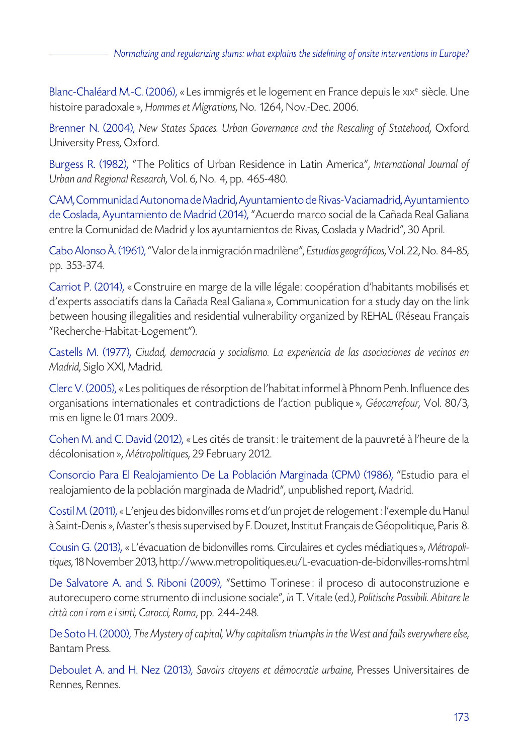Blanc-Chaléard M.-C. (2006), « Les immigrés et le logement en France depuis le XIXe siècle. Une histoire paradoxale », *Hommes et Migrations*, No. 1264, Nov.-Dec. 2006.

Brenner N. (2004), *New States Spaces. Urban Governance and the Rescaling of Statehood*, Oxford University Press, Oxford.

Burgess R. (1982), "The Politics of Urban Residence in Latin America", *International Journal of Urban and Regional Research*, Vol. 6, No. 4, pp. 465-480.

CAM, Communidad Autonoma de Madrid, Ayuntamiento de Rivas-Vaciamadrid, Ayuntamiento de Coslada, Ayuntamiento de Madrid (2014), "Acuerdo marco social de la Cañada Real Galiana entre la Comunidad de Madrid y los ayuntamientos de Rivas, Coslada y Madrid", 30 April.

Cabo Alonso À. (1961), "Valor de la inmigración madrilène", *Estudios geográficos*, Vol. 22, No. 84-85, pp. 353-374.

Carriot P. (2014), « Construire en marge de la ville légale: coopération d'habitants mobilisés et d'experts associatifs dans la Cañada Real Galiana », Communication for a study day on the link between housing illegalities and residential vulnerability organized by REHAL (Réseau Français "Recherche-Habitat-Logement").

Castells M. (1977), *Ciudad, democracia y socialismo. La experiencia de las asociaciones de vecinos en Madrid*, Siglo XXI, Madrid.

Clerc V. (2005), « Les politiques de résorption de l'habitat informel à Phnom Penh. Influence des organisations internationales et contradictions de l'action publique », *Géocarrefour*, Vol. 80/3, mis en ligne le 01 mars 2009..

Cohen M. and C. David (2012), « Les cités de transit : le traitement de la pauvreté à l'heure de la décolonisation », *Métropolitiques*, 29 February 2012.

Consorcio Para El Realojamiento De La Población Marginada (CPM) (1986), "Estudio para el realojamiento de la población marginada de Madrid", unpublished report, Madrid.

Costil M. (2011), « L'enjeu des bidonvilles roms et d'un projet de relogement : l'exemple du Hanul à Saint-Denis », Master's thesis supervised by F. Douzet, Institut Français de Géopolitique, Paris 8.

Cousin G. (2013), « L'évacuation de bidonvilles roms. Circulaires et cycles médiatiques », *Métropolitiques*, 18 November 2013, http://www.metropolitiques.eu/L-evacuation-de-bidonvilles-roms.html

De Salvatore A. and S. Riboni (2009), "Settimo Torinese : il proceso di autoconstruzione e autorecupero come strumento di inclusione sociale", *in* T. Vitale (ed.), *Politische Possibili. Abitare le città con i rom e i sinti, Carocci, Roma*, pp. 244-248.

De Soto H. (2000), *The Mystery of capital, Why capitalism triumphs in the West and fails everywhere else*, Bantam Press.

Deboulet A. and H. Nez (2013), *Savoirs citoyens et démocratie urbaine*, Presses Universitaires de Rennes, Rennes.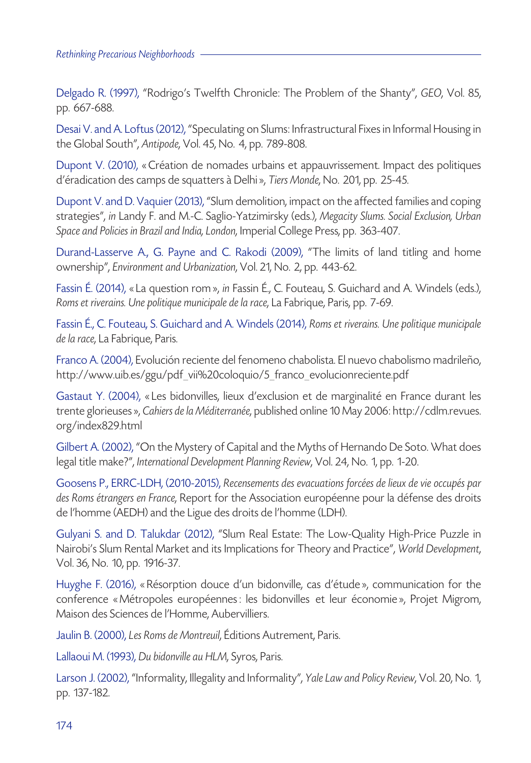Delgado R. (1997), "Rodrigo's Twelfth Chronicle: The Problem of the Shanty", *GEO*, Vol. 85, pp. 667-688.

Desai V. and A. Loftus (2012), "Speculating on Slums: Infrastructural Fixes in Informal Housing in the Global South", *Antipode*, Vol. 45, No. 4, pp. 789-808.

Dupont V. (2010), « Création de nomades urbains et appauvrissement. Impact des politiques d'éradication des camps de squatters à Delhi », *Tiers Monde*, No. 201, pp. 25-45.

Dupont V. and D. Vaquier (2013), "Slum demolition, impact on the affected families and coping strategies", *in* Landy F. and M.-C. Saglio-Yatzimirsky (eds.), *Megacity Slums. Social Exclusion, Urban Space and Policies in Brazil and India, London*, Imperial College Press, pp. 363-407.

Durand-Lasserve A., G. Payne and C. Rakodi (2009), "The limits of land titling and home ownership", *Environment and Urbanization*, Vol. 21, No. 2, pp. 443-62.

Fassin É. (2014), « La question rom », *in* Fassin É., C. Fouteau, S. Guichard and A. Windels (eds.), *Roms et riverains. Une politique municipale de la race*, La Fabrique, Paris, pp. 7-69.

Fassin É., C. Fouteau, S. Guichard and A. Windels (2014), *Roms et riverains. Une politique municipale de la race*, La Fabrique, Paris.

Franco A. (2004), Evolución reciente del fenomeno chabolista. El nuevo chabolismo madrileño, http://www.uib.es/ggu/pdf_vii%20coloquio/5_franco_evolucionreciente.pdf

Gastaut Y. (2004), « Les bidonvilles, lieux d'exclusion et de marginalité en France durant les trente glorieuses », *Cahiers de la Méditerranée*, published online 10 May 2006: http://cdlm.revues.org/index829.html

Gilbert A. (2002), "On the Mystery of Capital and the Myths of Hernando De Soto. What does legal title make?", *International Development Planning Review*, Vol. 24, No. 1, pp. 1-20.

Goosens P., ERRC-LDH, (2010-2015), *Recensements des evacuations forcées de lieux de vie occupés par des Roms étrangers en France*, Report for the Association européenne pour la défense des droits de l'homme (AEDH) and the Ligue des droits de l'homme (LDH).

Gulyani S. and D. Talukdar (2012), "Slum Real Estate: The Low-Quality High-Price Puzzle in Nairobi's Slum Rental Market and its Implications for Theory and Practice", *World Development*, Vol. 36, No. 10, pp. 1916-37.

Huyghe F. (2016), « Résorption douce d'un bidonville, cas d'étude », communication for the conference « Métropoles européennes : les bidonvilles et leur économie », Projet Migrom, Maison des Sciences de l'Homme, Aubervilliers.

Jaulin B. (2000), *Les Roms de Montreuil*, Éditions Autrement, Paris.

Lallaoui M. (1993), *Du bidonville au HLM*, Syros, Paris.

Larson J. (2002), "Informality, Illegality and Informality", *Yale Law and Policy Review*, Vol. 20, No. 1, pp. 137-182.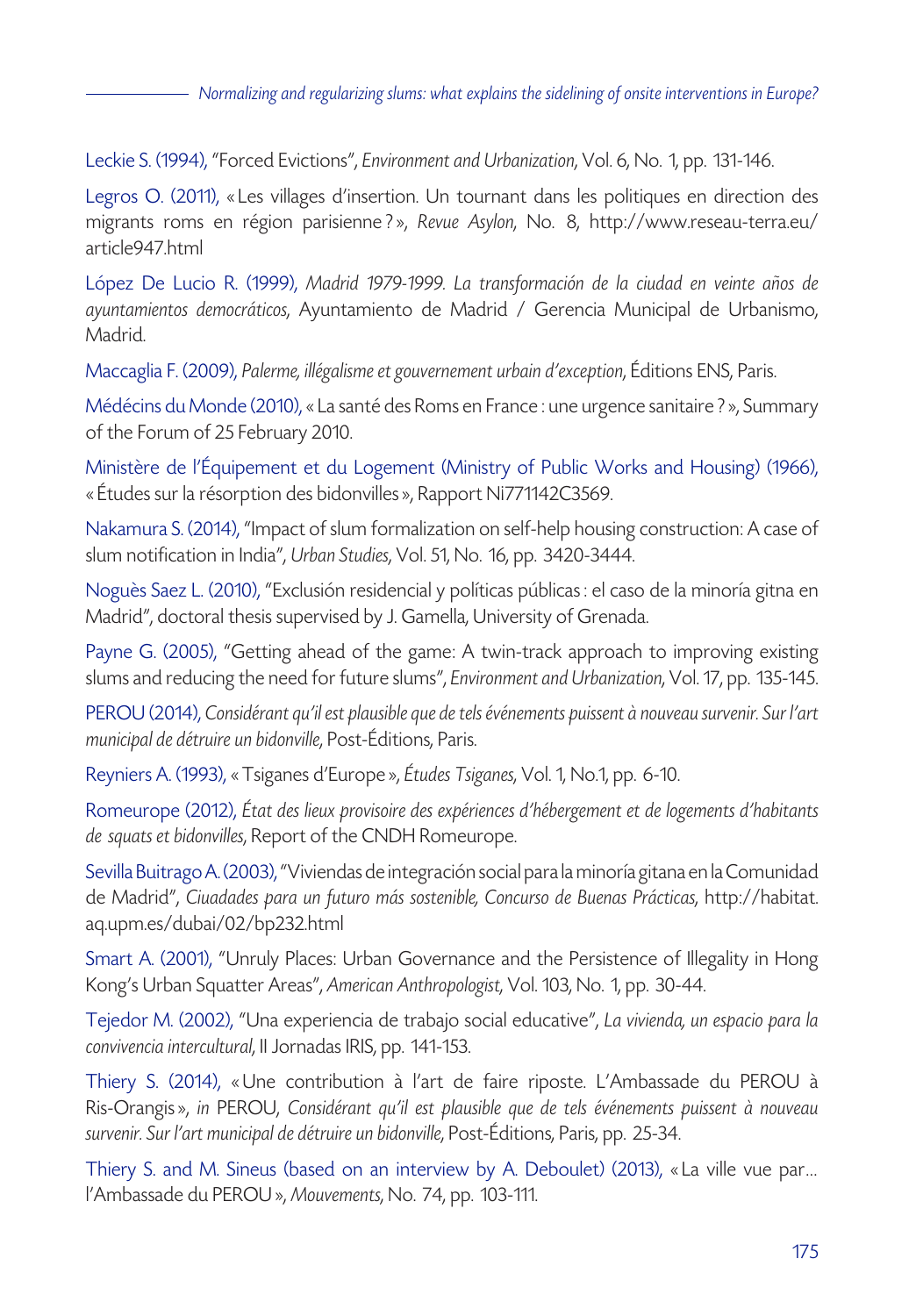Leckie S. (1994), "Forced Evictions", *Environment and Urbanization*, Vol. 6, No. 1, pp. 131-146.

Legros O. (2011), « Les villages d'insertion. Un tournant dans les politiques en direction des migrants roms en région parisienne ? », *Revue Asylon*, No. 8, http://www.reseau-terra.eu/article947.html

López De Lucio R. (1999), *Madrid 1979-1999. La transformación de la ciudad en veinte años de ayuntamientos democráticos*, Ayuntamiento de Madrid / Gerencia Municipal de Urbanismo, Madrid.

Maccaglia F. (2009), *Palerme, illégalisme et gouvernement urbain d'exception*, Éditions ENS, Paris.

Médécins du Monde (2010), « La santé des Roms en France : une urgence sanitaire ? », Summary of the Forum of 25 February 2010.

Ministère de l'Équipement et du Logement (Ministry of Public Works and Housing) (1966), « Études sur la résorption des bidonvilles », Rapport Ni771142C3569.

Nakamura S. (2014), "Impact of slum formalization on self-help housing construction: A case of slum notification in India", *Urban Studies*, Vol. 51, No. 16, pp. 3420-3444.

Noguès Saez L. (2010), "Exclusión residencial y políticas públicas : el caso de la minoría gitna en Madrid", doctoral thesis supervised by J. Gamella, University of Grenada.

Payne G. (2005), "Getting ahead of the game: A twin-track approach to improving existing slums and reducing the need for future slums", *Environment and Urbanization*, Vol. 17, pp. 135-145.

PEROU (2014), *Considérant qu'il est plausible que de tels événements puissent à nouveau survenir. Sur l'art municipal de détruire un bidonville*, Post-Éditions, Paris.

Reyniers A. (1993), « Tsiganes d'Europe », *Études Tsiganes*, Vol. 1, No.1, pp. 6-10.

Romeurope (2012), *État des lieux provisoire des expériences d'hébergement et de logements d'habitants de squats et bidonvilles*, Report of the CNDH Romeurope.

Sevilla Buitrago A. (2003), "Viviendas de integración social para la minoría gitana en la Comunidad de Madrid", *Ciuadades para un futuro más sostenible, Concurso de Buenas Prácticas*, http://habitat.aq.upm.es/dubai/02/bp232.html

Smart A. (2001), "Unruly Places: Urban Governance and the Persistence of Illegality in Hong Kong's Urban Squatter Areas", *American Anthropologist*, Vol. 103, No. 1, pp. 30-44.

Tejedor M. (2002), "Una experiencia de trabajo social educative", *La vivienda, un espacio para la convivencia intercultural*, II Jornadas IRIS, pp. 141-153.

Thiery S. (2014), « Une contribution à l'art de faire riposte. L'Ambassade du PEROU à Ris-Orangis », *in* PEROU, *Considérant qu'il est plausible que de tels événements puissent à nouveau survenir. Sur l'art municipal de détruire un bidonville*, Post-Éditions, Paris, pp. 25-34.

Thiery S. and M. Sineus (based on an interview by A. Deboulet) (2013), « La ville vue par… l'Ambassade du PEROU », *Mouvements*, No. 74, pp. 103-111.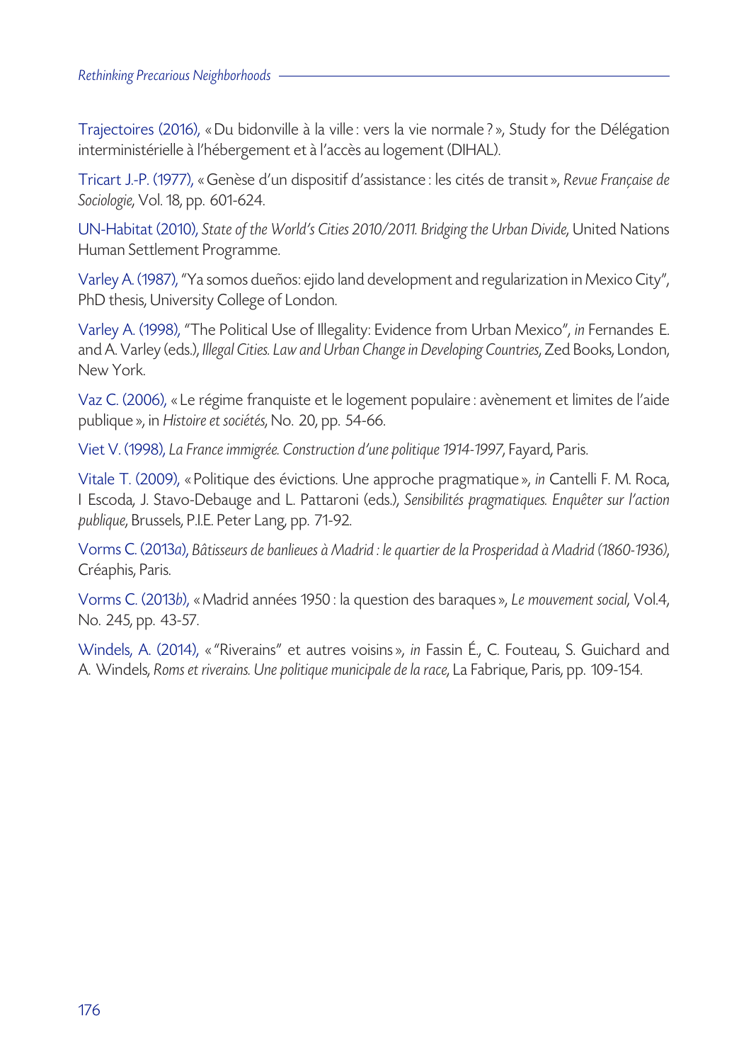Trajectoires (2016), « Du bidonville à la ville : vers la vie normale ? », Study for the Délégation interministérielle à l'hébergement et à l'accès au logement (DIHAL).

Tricart J.-P. (1977), « Genèse d'un dispositif d'assistance : les cités de transit », *Revue Française de Sociologie*, Vol. 18, pp. 601-624.

UN-Habitat (2010), *State of the World's Cities 2010/2011. Bridging the Urban Divide*, United Nations Human Settlement Programme.

Varley A. (1987), "Ya somos dueños: ejido land development and regularization in Mexico City", PhD thesis, University College of London.

Varley A. (1998), "The Political Use of Illegality: Evidence from Urban Mexico", *in* Fernandes E. and A. Varley (eds.), *Illegal Cities. Law and Urban Change in Developing Countries*, Zed Books, London, New York.

Vaz C. (2006), « Le régime franquiste et le logement populaire : avènement et limites de l'aide publique », in *Histoire et sociétés*, No. 20, pp. 54-66.

Viet V. (1998), *La France immigrée. Construction d'une politique 1914-1997*, Fayard, Paris.

Vitale T. (2009), « Politique des évictions. Une approche pragmatique », *in* Cantelli F. M. Roca, I Escoda, J. Stavo-Debauge and L. Pattaroni (eds.), *Sensibilités pragmatiques. Enquêter sur l'action publique*, Brussels, P.I.E. Peter Lang, pp. 71-92.

Vorms C. (2013*a*), *Bâtisseurs de banlieues à Madrid : le quartier de la Prosperidad à Madrid (1860-1936)*, Créaphis, Paris.

Vorms C. (2013*b*), « Madrid années 1950 : la question des baraques », *Le mouvement social*, Vol.4, No. 245, pp. 43-57.

Windels, A. (2014), « "Riverains" et autres voisins », *in* Fassin É., C. Fouteau, S. Guichard and A. Windels, *Roms et riverains. Une politique municipale de la race*, La Fabrique, Paris, pp. 109-154.